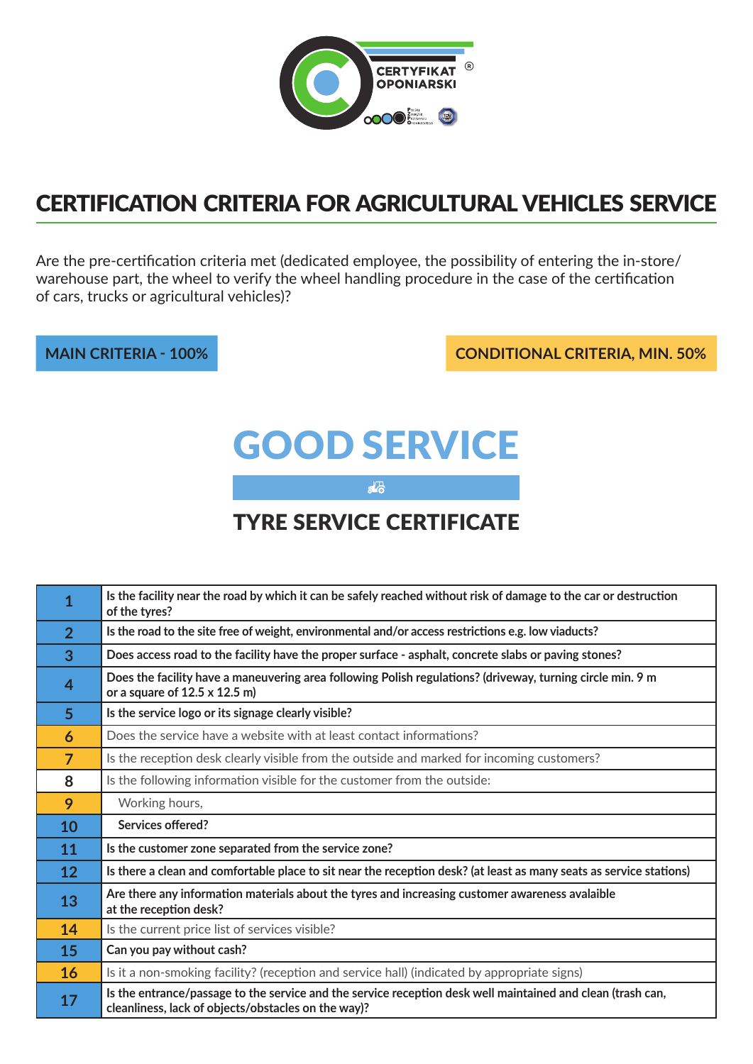CERTYFIKAT OPONIARSKI

# CERTIFICATION CRITERIA FOR AGRICULTURAL VEHICLES SERVICE

Are the pre-certification criteria met (dedicated employee, the possibility of entering the in-store/ warehouse part, the wheel to verify the wheel handling procedure in the case of the certification of cars, trucks or agricultural vehicles)?

**MAIN CRITERIA - 100%**

**CONDITIONAL CRITERIA, MIN. 50%**

# GOOD SERVICE

## TYRE SERVICE CERTIFICATE

| No. | Criterion |
|---|---|
| 1 | **Is the facility near the road by which it can be safely reached without risk of damage to the car or destruction of the tyres?** |
| 2 | **Is the road to the site free of weight, environmental and/or access restrictions e.g. low viaducts?** |
| 3 | **Does access road to the facility have the proper surface - asphalt, concrete slabs or paving stones?** |
| 4 | **Does the facility have a maneuvering area following Polish regulations? (driveway, turning circle min. 9 m or a square of 12.5 x 12.5 m)** |
| 5 | **Is the service logo or its signage clearly visible?** |
| 6 | Does the service have a website with at least contact informations? |
| 7 | Is the reception desk clearly visible from the outside and marked for incoming customers? |
| 8 | Is the following information visible for the customer from the outside: |
| 9 | Working hours, |
| 10 | **Services offered?** |
| 11 | **Is the customer zone separated from the service zone?** |
| 12 | **Is there a clean and comfortable place to sit near the reception desk? (at least as many seats as service stations)** |
| 13 | **Are there any information materials about the tyres and increasing customer awareness avalaible at the reception desk?** |
| 14 | Is the current price list of services visible? |
| 15 | **Can you pay without cash?** |
| 16 | Is it a non-smoking facility? (reception and service hall) (indicated by appropriate signs) |
| 17 | **Is the entrance/passage to the service and the service reception desk well maintained and clean (trash can, cleanliness, lack of objects/obstacles on the way)?** |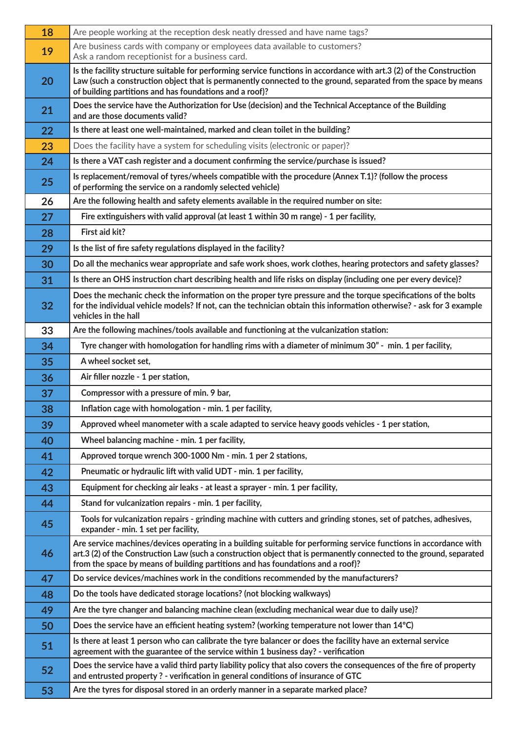| | |
|---|---|
| 18 | Are people working at the reception desk neatly dressed and have name tags? |
| 19 | Are business cards with company or employees data available to customers?<br>Ask a random receptionist for a business card. |
| 20 | **Is the facility structure suitable for performing service functions in accordance with art.3 (2) of the Construction Law (such a construction object that is permanently connected to the ground, separated from the space by means of building partitions and has foundations and a roof)?** |
| 21 | **Does the service have the Authorization for Use (decision) and the Technical Acceptance of the Building and are those documents valid?** |
| 22 | **Is there at least one well-maintained, marked and clean toilet in the building?** |
| 23 | Does the facility have a system for scheduling visits (electronic or paper)? |
| 24 | **Is there a VAT cash register and a document confirming the service/purchase is issued?** |
| 25 | **Is replacement/removal of tyres/wheels compatible with the procedure (Annex T.1)? (follow the process of performing the service on a randomly selected vehicle)** |
| 26 | **Are the following health and safety elements available in the required number on site:** |
| 27 | **Fire extinguishers with valid approval (at least 1 within 30 m range) - 1 per facility,** |
| 28 | **First aid kit?** |
| 29 | **Is the list of fire safety regulations displayed in the facility?** |
| 30 | **Do all the mechanics wear appropriate and safe work shoes, work clothes, hearing protectors and safety glasses?** |
| 31 | **Is there an OHS instruction chart describing health and life risks on display (including one per every device)?** |
| 32 | **Does the mechanic check the information on the proper tyre pressure and the torque specifications of the bolts for the individual vehicle models? If not, can the technician obtain this information otherwise? - ask for 3 example vehicles in the hall** |
| 33 | **Are the following machines/tools available and functioning at the vulcanization station:** |
| 34 | **Tyre changer with homologation for handling rims with a diameter of minimum 30" - min. 1 per facility,** |
| 35 | **A wheel socket set,** |
| 36 | **Air filler nozzle - 1 per station,** |
| 37 | **Compressor with a pressure of min. 9 bar,** |
| 38 | **Inflation cage with homologation - min. 1 per facility,** |
| 39 | **Approved wheel manometer with a scale adapted to service heavy goods vehicles - 1 per station,** |
| 40 | **Wheel balancing machine - min. 1 per facility,** |
| 41 | **Approved torque wrench 300-1000 Nm - min. 1 per 2 stations,** |
| 42 | **Pneumatic or hydraulic lift with valid UDT - min. 1 per facility,** |
| 43 | **Equipment for checking air leaks - at least a sprayer - min. 1 per facility,** |
| 44 | **Stand for vulcanization repairs - min. 1 per facility,** |
| 45 | **Tools for vulcanization repairs - grinding machine with cutters and grinding stones, set of patches, adhesives, expander - min. 1 set per facility,** |
| 46 | **Are service machines/devices operating in a building suitable for performing service functions in accordance with art.3 (2) of the Construction Law (such a construction object that is permanently connected to the ground, separated from the space by means of building partitions and has foundations and a roof)?** |
| 47 | **Do service devices/machines work in the conditions recommended by the manufacturers?** |
| 48 | **Do the tools have dedicated storage locations? (not blocking walkways)** |
| 49 | **Are the tyre changer and balancing machine clean (excluding mechanical wear due to daily use)?** |
| 50 | **Does the service have an efficient heating system? (working temperature not lower than 14°C)** |
| 51 | **Is there at least 1 person who can calibrate the tyre balancer or does the facility have an external service agreement with the guarantee of the service within 1 business day? - verification** |
| 52 | **Does the service have a valid third party liability policy that also covers the consequences of the fire of property and entrusted property ? - verification in general conditions of insurance of GTC** |
| 53 | **Are the tyres for disposal stored in an orderly manner in a separate marked place?** |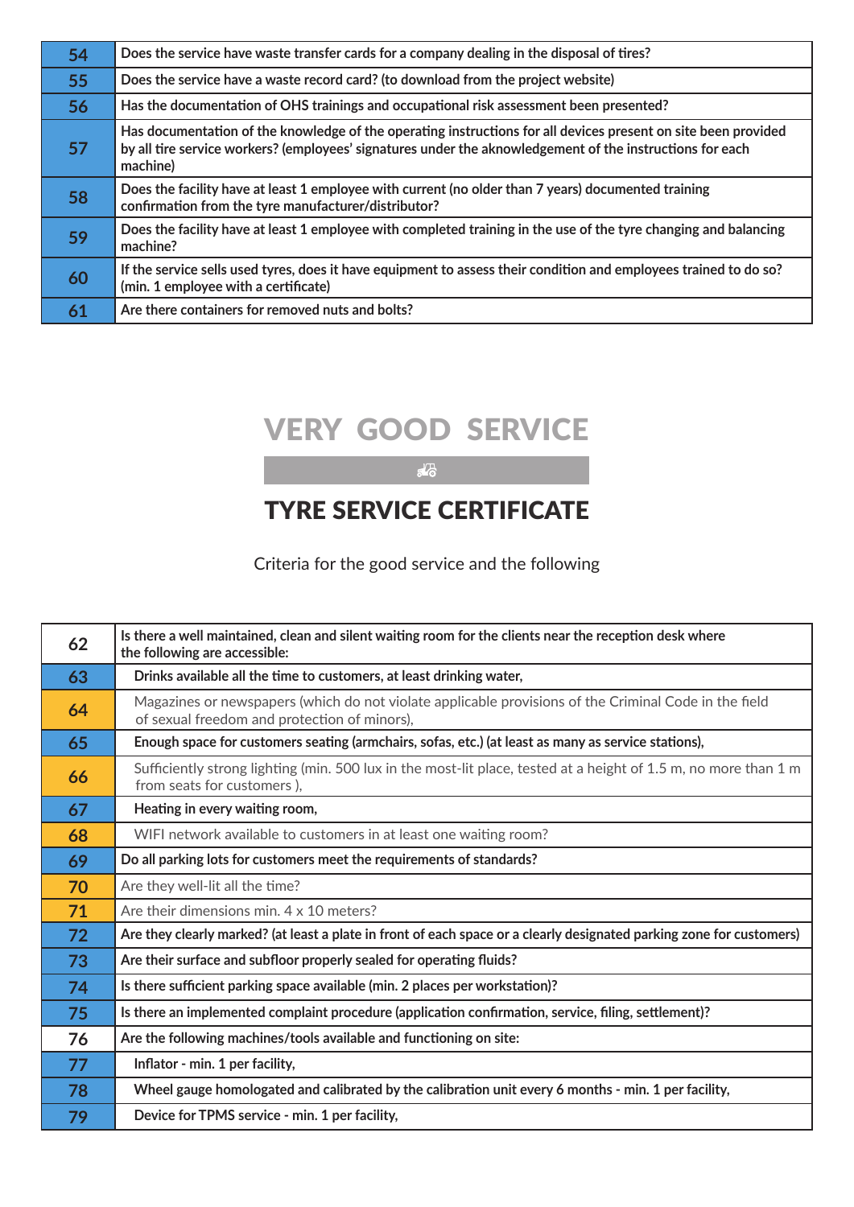| | |
|---|---|
| 54 | Does the service have waste transfer cards for a company dealing in the disposal of tires? |
| 55 | Does the service have a waste record card? (to download from the project website) |
| 56 | Has the documentation of OHS trainings and occupational risk assessment been presented? |
| 57 | Has documentation of the knowledge of the operating instructions for all devices present on site been provided by all tire service workers? (employees' signatures under the aknowledgement of the instructions for each machine) |
| 58 | Does the facility have at least 1 employee with current (no older than 7 years) documented training confirmation from the tyre manufacturer/distributor? |
| 59 | Does the facility have at least 1 employee with completed training in the use of the tyre changing and balancing machine? |
| 60 | If the service sells used tyres, does it have equipment to assess their condition and employees trained to do so? (min. 1 employee with a certificate) |
| 61 | Are there containers for removed nuts and bolts? |

# VERY GOOD SERVICE

## TYRE SERVICE CERTIFICATE

Criteria for the good service and the following

| | |
|---|---|
| 62 | Is there a well maintained, clean and silent waiting room for the clients near the reception desk where the following are accessible: |
| 63 | Drinks available all the time to customers, at least drinking water, |
| 64 | Magazines or newspapers (which do not violate applicable provisions of the Criminal Code in the field of sexual freedom and protection of minors), |
| 65 | Enough space for customers seating (armchairs, sofas, etc.) (at least as many as service stations), |
| 66 | Sufficiently strong lighting (min. 500 lux in the most-lit place, tested at a height of 1.5 m, no more than 1 m from seats for customers ), |
| 67 | Heating in every waiting room, |
| 68 | WIFI network available to customers in at least one waiting room? |
| 69 | Do all parking lots for customers meet the requirements of standards? |
| 70 | Are they well-lit all the time? |
| 71 | Are their dimensions min. 4 x 10 meters? |
| 72 | Are they clearly marked? (at least a plate in front of each space or a clearly designated parking zone for customers) |
| 73 | Are their surface and subfloor properly sealed for operating fluids? |
| 74 | Is there sufficient parking space available (min. 2 places per workstation)? |
| 75 | Is there an implemented complaint procedure (application confirmation, service, filing, settlement)? |
| 76 | Are the following machines/tools available and functioning on site: |
| 77 | Inflator - min. 1 per facility, |
| 78 | Wheel gauge homologated and calibrated by the calibration unit every 6 months - min. 1 per facility, |
| 79 | Device for TPMS service - min. 1 per facility, |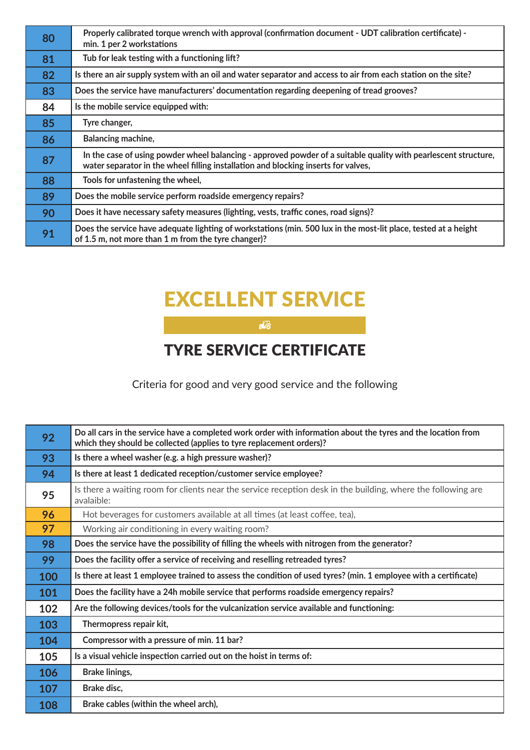| | |
|---|---|
| 80 | Properly calibrated torque wrench with approval (confirmation document - UDT calibration certificate) - min. 1 per 2 workstations |
| 81 | Tub for leak testing with a functioning lift? |
| 82 | Is there an air supply system with an oil and water separator and access to air from each station on the site? |
| 83 | Does the service have manufacturers' documentation regarding deepening of tread grooves? |
| 84 | Is the mobile service equipped with: |
| 85 | Tyre changer, |
| 86 | Balancing machine, |
| 87 | In the case of using powder wheel balancing - approved powder of a suitable quality with pearlescent structure, water separator in the wheel filling installation and blocking inserts for valves, |
| 88 | Tools for unfastening the wheel, |
| 89 | Does the mobile service perform roadside emergency repairs? |
| 90 | Does it have necessary safety measures (lighting, vests, traffic cones, road signs)? |
| 91 | Does the service have adequate lighting of workstations (min. 500 lux in the most-lit place, tested at a height of 1.5 m, not more than 1 m from the tyre changer)? |

# EXCELLENT SERVICE

## TYRE SERVICE CERTIFICATE

Criteria for good and very good service and the following

| | |
|---|---|
| 92 | Do all cars in the service have a completed work order with information about the tyres and the location from which they should be collected (applies to tyre replacement orders)? |
| 93 | Is there a wheel washer (e.g. a high pressure washer)? |
| 94 | Is there at least 1 dedicated reception/customer service employee? |
| 95 | Is there a waiting room for clients near the service reception desk in the building, where the following are avalaible: |
| 96 | Hot beverages for customers available at all times (at least coffee, tea), |
| 97 | Working air conditioning in every waiting room? |
| 98 | Does the service have the possibility of filling the wheels with nitrogen from the generator? |
| 99 | Does the facility offer a service of receiving and reselling retreaded tyres? |
| 100 | Is there at least 1 employee trained to assess the condition of used tyres? (min. 1 employee with a certificate) |
| 101 | Does the facility have a 24h mobile service that performs roadside emergency repairs? |
| 102 | Are the following devices/tools for the vulcanization service available and functioning: |
| 103 | Thermopress repair kit, |
| 104 | Compressor with a pressure of min. 11 bar? |
| 105 | Is a visual vehicle inspection carried out on the hoist in terms of: |
| 106 | Brake linings, |
| 107 | Brake disc, |
| 108 | Brake cables (within the wheel arch), |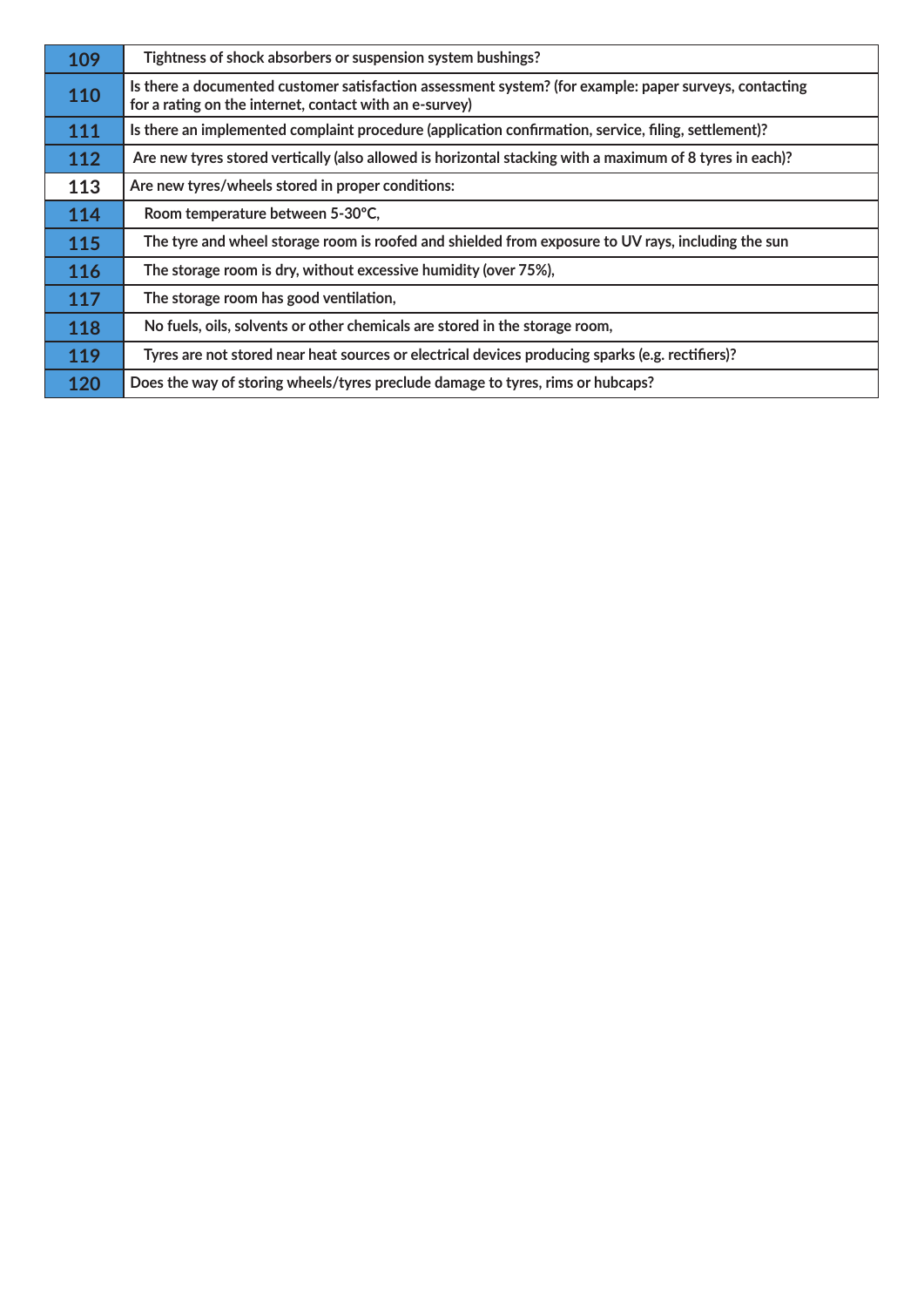| | |
|---|---|
| 109 | Tightness of shock absorbers or suspension system bushings? |
| 110 | Is there a documented customer satisfaction assessment system? (for example: paper surveys, contacting for a rating on the internet, contact with an e-survey) |
| 111 | Is there an implemented complaint procedure (application confirmation, service, filing, settlement)? |
| 112 | Are new tyres stored vertically (also allowed is horizontal stacking with a maximum of 8 tyres in each)? |
| 113 | Are new tyres/wheels stored in proper conditions: |
| 114 | Room temperature between 5-30°C, |
| 115 | The tyre and wheel storage room is roofed and shielded from exposure to UV rays, including the sun |
| 116 | The storage room is dry, without excessive humidity (over 75%), |
| 117 | The storage room has good ventilation, |
| 118 | No fuels, oils, solvents or other chemicals are stored in the storage room, |
| 119 | Tyres are not stored near heat sources or electrical devices producing sparks (e.g. rectifiers)? |
| 120 | Does the way of storing wheels/tyres preclude damage to tyres, rims or hubcaps? |